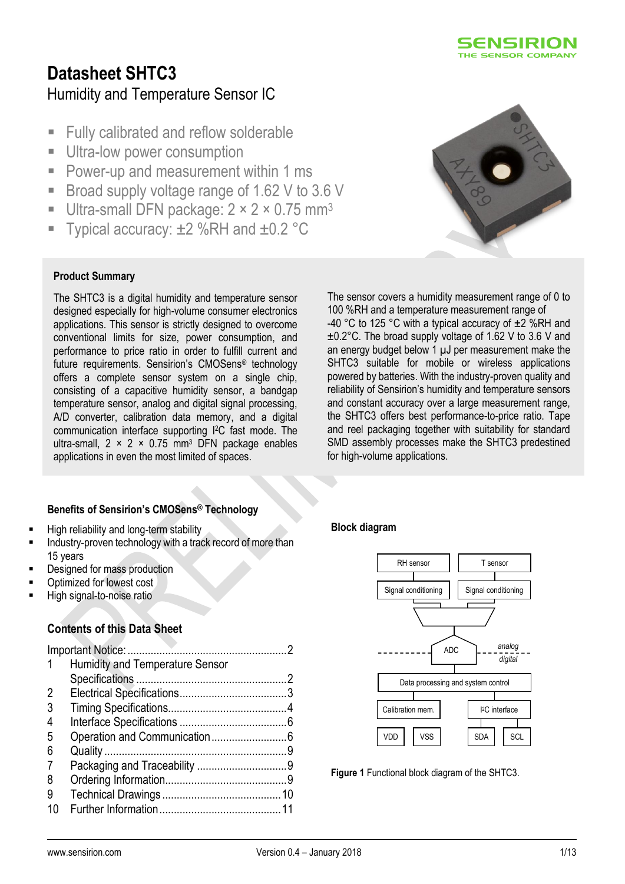# Datasheet SHTC3

## Humidity and Temperature Sensor IC

- Fully calibrated and reflow solderable
- Ultra-low power consumption
- Power-up and measurement within 1 ms
- Broad supply voltage range of 1.62 V to 3.6 V
- Ultra-small DFN package: 2 × 2 × 0.75 $mm^3$
- Typical accuracy: ±2 %RH and ±0.2 °C

### Product Summary

The SHTC3 is a digital humidity and temperature sensor designed especially for high-volume consumer electronics applications. This sensor is strictly designed to overcome conventional limits for size, power consumption, and performance to price ratio in order to fulfill current and future requirements. Sensirion's CMOSens® technology offers a complete sensor system on a single chip, consisting of a capacitive humidity sensor, a bandgap temperature sensor, analog and digital signal processing, A/D converter, calibration data memory, and a digital communication interface supporting I²C fast mode. The ultra-small, 2 × 2 × 0.75 $mm^3$ DFN package enables applications in even the most limited of spaces.

The sensor covers a humidity measurement range of 0 to 100 %RH and a temperature measurement range of -40 °C to 125 °C with a typical accuracy of ±2 %RH and ±0.2°C. The broad supply voltage of 1.62 V to 3.6 V and an energy budget below 1 µJ per measurement make the SHTC3 suitable for mobile or wireless applications powered by batteries. With the industry-proven quality and reliability of Sensirion's humidity and temperature sensors and constant accuracy over a large measurement range, the SHTC3 offers best performance-to-price ratio. Tape and reel packaging together with suitability for standard SMD assembly processes make the SHTC3 predestined for high-volume applications.

### Benefits of Sensirion's CMOSens® Technology

- High reliability and long-term stability
- Industry-proven technology with a track record of more than 15 years
- Designed for mass production
- Optimized for lowest cost
- High signal-to-noise ratio

### Contents of this Data Sheet

Important Notice: 2
1 Humidity and Temperature Sensor Specifications 2
2 Electrical Specifications 3
3 Timing Specifications 4
4 Interface Specifications 6
5 Operation and Communication 6
6 Quality 9
7 Packaging and Traceability 9
8 Ordering Information 9
9 Technical Drawings 10
10 Further Information 11

### Block diagram

RH sensor | T sensor
Signal conditioning | Signal conditioning
ADC (analog / digital)
Data processing and system control
Calibration mem. | I²C interface
VDD | VSS | SDA | SCL

**Figure 1** Functional block diagram of the SHTC3.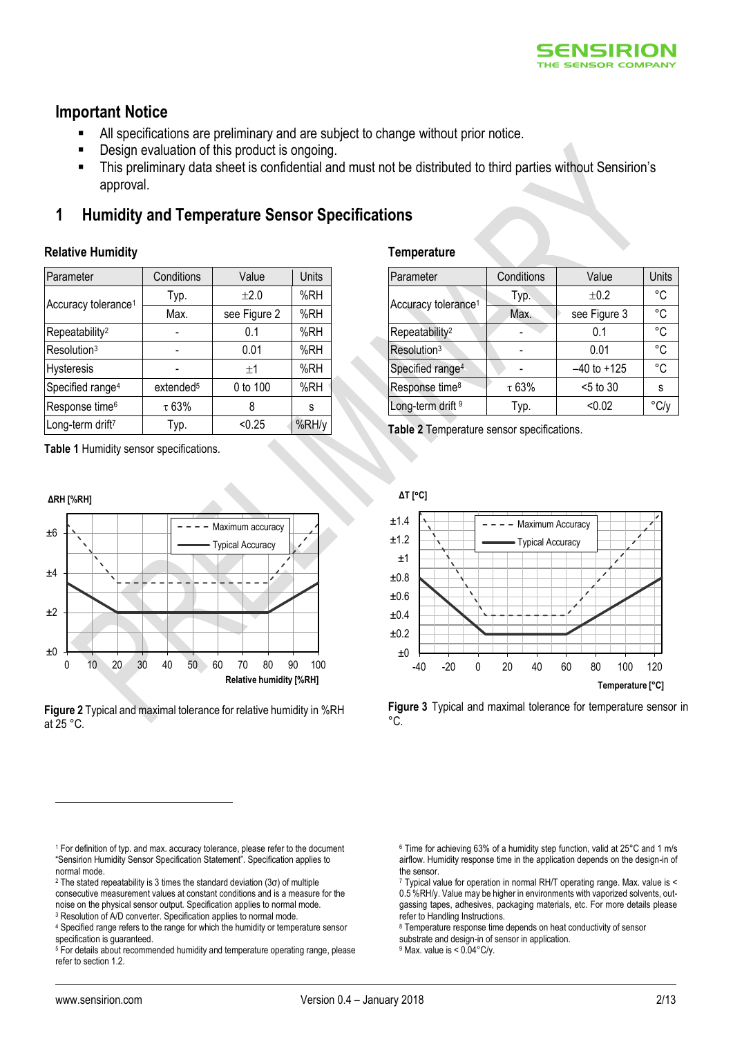## Important Notice

- All specifications are preliminary and are subject to change without prior notice.
- Design evaluation of this product is ongoing.
- This preliminary data sheet is confidential and must not be distributed to third parties without Sensirion's approval.

# 1 Humidity and Temperature Sensor Specifications

### Relative Humidity

| Parameter | Conditions | Value | Units |
|---|---|---|---|
| Accuracy tolerance[1] | Typ. | ±2.0 | %RH |
| | Max. | see Figure 2 | %RH |
| Repeatability[2] | - | 0.1 | %RH |
| Resolution[3] | - | 0.01 | %RH |
| Hysteresis | - | ±1 | %RH |
| Specified range[4] | extended[5] | 0 to 100 | %RH |
| Response time[6] | τ 63% | 8 | s |
| Long-term drift[7] | Typ. | <0.25 | %RH/y |

**Table 1** Humidity sensor specifications.

### Temperature

| Parameter | Conditions | Value | Units |
|---|---|---|---|
| Accuracy tolerance[1] | Typ. | ±0.2 | °C |
| | Max. | see Figure 3 | °C |
| Repeatability[2] | - | 0.1 | °C |
| Resolution[3] | - | 0.01 | °C |
| Specified range[4] | - | –40 to +125 | °C |
| Response time[8] | τ 63% | <5 to 30 | s |
| Long-term drift [9] | Typ. | <0.02 | °C/y |

**Table 2** Temperature sensor specifications.

**Figure 2** Typical and maximal tolerance for relative humidity in %RH at 25 °C.

**Figure 3** Typical and maximal tolerance for temperature sensor in °C.

---

[1] For definition of typ. and max. accuracy tolerance, please refer to the document "Sensirion Humidity Sensor Specification Statement". Specification applies to normal mode.

[2] The stated repeatability is 3 times the standard deviation (3σ) of multiple consecutive measurement values at constant conditions and is a measure for the noise on the physical sensor output. Specification applies to normal mode.

[3] Resolution of A/D converter. Specification applies to normal mode.

[4] Specified range refers to the range for which the humidity or temperature sensor specification is guaranteed.

[5] For details about recommended humidity and temperature operating range, please refer to section 1.2.

[6] Time for achieving 63% of a humidity step function, valid at 25°C and 1 m/s airflow. Humidity response time in the application depends on the design-in of the sensor.

[7] Typical value for operation in normal RH/T operating range. Max. value is < 0.5 %RH/y. Value may be higher in environments with vaporized solvents, out-gassing tapes, adhesives, packaging materials, etc. For more details please refer to Handling Instructions.

[8] Temperature response time depends on heat conductivity of sensor substrate and design-in of sensor in application.

[9] Max. value is < 0.04°C/y.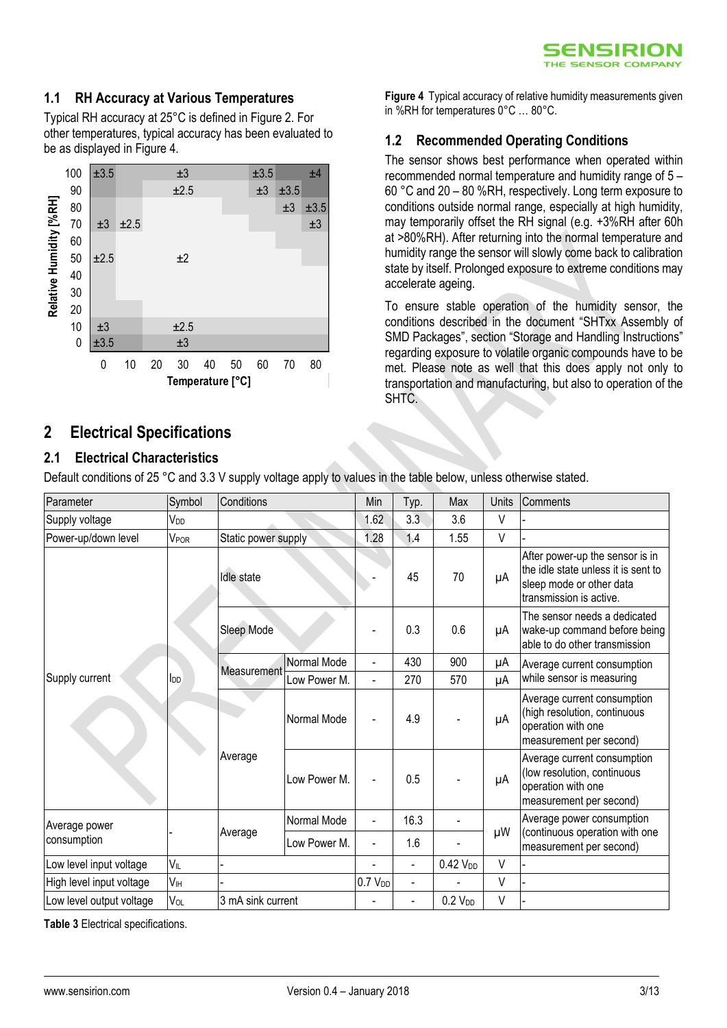### 1.1 RH Accuracy at Various Temperatures

Typical RH accuracy at 25°C is defined in Figure 2. For other temperatures, typical accuracy has been evaluated to be as displayed in Figure 4.

**Figure 4** Typical accuracy of relative humidity measurements given in %RH for temperatures 0°C … 80°C.

### 1.2 Recommended Operating Conditions

The sensor shows best performance when operated within recommended normal temperature and humidity range of 5 – 60 °C and 20 – 80 %RH, respectively. Long term exposure to conditions outside normal range, especially at high humidity, may temporarily offset the RH signal (e.g. +3%RH after 60h at >80%RH). After returning into the normal temperature and humidity range the sensor will slowly come back to calibration state by itself. Prolonged exposure to extreme conditions may accelerate ageing.

To ensure stable operation of the humidity sensor, the conditions described in the document "SHTxx Assembly of SMD Packages", section "Storage and Handling Instructions" regarding exposure to volatile organic compounds have to be met. Please note as well that this does apply not only to transportation and manufacturing, but also to operation of the SHTC.

## 2 Electrical Specifications

### 2.1 Electrical Characteristics

Default conditions of 25 °C and 3.3 V supply voltage apply to values in the table below, unless otherwise stated.

| Parameter | Symbol | Conditions | | Min | Typ. | Max | Units | Comments |
|---|---|---|---|---|---|---|---|---|
| Supply voltage | $V_{DD}$ | | | 1.62 | 3.3 | 3.6 | V | - |
| Power-up/down level | $V_{POR}$ | Static power supply | | 1.28 | 1.4 | 1.55 | V | - |
| Supply current | $I_{DD}$ | Idle state | | - | 45 | 70 | µA | After power-up the sensor is in the idle state unless it is sent to sleep mode or other data transmission is active. |
| | | Sleep Mode | | - | 0.3 | 0.6 | µA | The sensor needs a dedicated wake-up command before being able to do other transmission |
| | | Measurement | Normal Mode | - | 430 | 900 | µA | Average current consumption while sensor is measuring |
| | | | Low Power M. | - | 270 | 570 | µA | |
| | | Average | Normal Mode | - | 4.9 | - | µA | Average current consumption (high resolution, continuous operation with one measurement per second) |
| | | | Low Power M. | - | 0.5 | - | µA | Average current consumption (low resolution, continuous operation with one measurement per second) |
| Average power consumption | - | Average | Normal Mode | - | 16.3 | - | µW | Average power consumption (continuous operation with one measurement per second) |
| | | | Low Power M. | - | 1.6 | - | | |
| Low level input voltage | $V_{IL}$ | - | | - | - | 0.42 $V_{DD}$ | V | - |
| High level input voltage | $V_{IH}$ | - | | 0.7 $V_{DD}$ | - | - | V | - |
| Low level output voltage | $V_{OL}$ | 3 mA sink current | | - | - | 0.2 $V_{DD}$ | V | - |

**Table 3** Electrical specifications.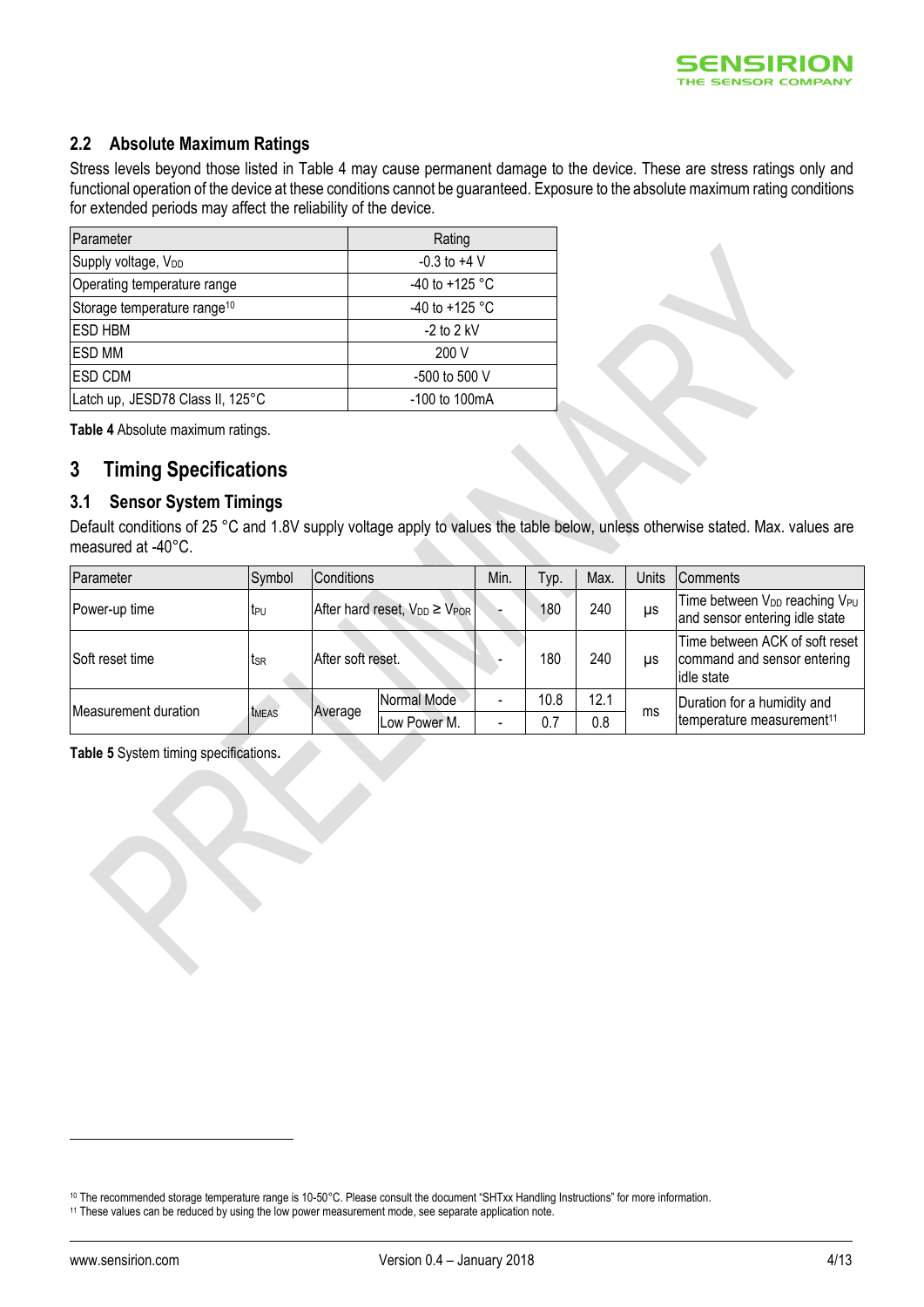## 2.2 Absolute Maximum Ratings

Stress levels beyond those listed in Table 4 may cause permanent damage to the device. These are stress ratings only and functional operation of the device at these conditions cannot be guaranteed. Exposure to the absolute maximum rating conditions for extended periods may affect the reliability of the device.

| Parameter | Rating |
|---|---|
| Supply voltage, $V_{DD}$ | -0.3 to +4 V |
| Operating temperature range | -40 to +125 °C |
| Storage temperature range[10] | -40 to +125 °C |
| ESD HBM | -2 to 2 kV |
| ESD MM | 200 V |
| ESD CDM | -500 to 500 V |
| Latch up, JESD78 Class II, 125°C | -100 to 100mA |

**Table 4** Absolute maximum ratings.

# 3 Timing Specifications

## 3.1 Sensor System Timings

Default conditions of 25 °C and 1.8V supply voltage apply to values the table below, unless otherwise stated. Max. values are measured at -40°C.

| Parameter | Symbol | Conditions | | Min. | Typ. | Max. | Units | Comments |
|---|---|---|---|---|---|---|---|---|
| Power-up time | $t_{PU}$ | After hard reset, $V_{DD} \geq V_{POR}$ | | - | 180 | 240 | µs | Time between $V_{DD}$ reaching $V_{PU}$ and sensor entering idle state |
| Soft reset time | $t_{SR}$ | After soft reset. | | - | 180 | 240 | µs | Time between ACK of soft reset command and sensor entering idle state |
| Measurement duration | $t_{MEAS}$ | Average | Normal Mode | - | 10.8 | 12.1 | ms | Duration for a humidity and temperature measurement[11] |
| | | | Low Power M. | - | 0.7 | 0.8 | | |

**Table 5** System timing specifications**.**

---

[10] The recommended storage temperature range is 10-50°C. Please consult the document "SHTxx Handling Instructions" for more information.

[11] These values can be reduced by using the low power measurement mode, see separate application note.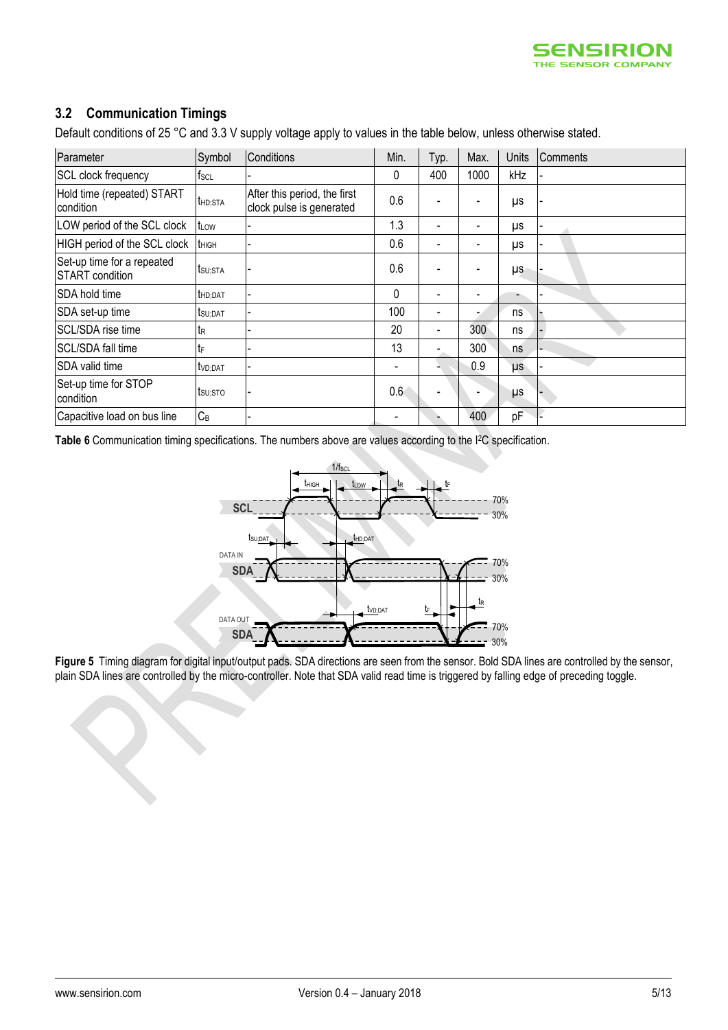## 3.2 Communication Timings

Default conditions of 25 °C and 3.3 V supply voltage apply to values in the table below, unless otherwise stated.

| Parameter | Symbol | Conditions | Min. | Typ. | Max. | Units | Comments |
|---|---|---|---|---|---|---|---|
| SCL clock frequency | $f_{SCL}$ | - | 0 | 400 | 1000 | kHz | - |
| Hold time (repeated) START condition | $t_{HD;STA}$ | After this period, the first clock pulse is generated | 0.6 | - | - | µs | - |
| LOW period of the SCL clock | $t_{LOW}$ | - | 1.3 | - | - | µs | - |
| HIGH period of the SCL clock | $t_{HIGH}$ | - | 0.6 | - | - | µs | - |
| Set-up time for a repeated START condition | $t_{SU;STA}$ | - | 0.6 | - | - | µs | - |
| SDA hold time | $t_{HD;DAT}$ | - | 0 | - | - | - | - |
| SDA set-up time | $t_{SU;DAT}$ | - | 100 | - | - | ns | - |
| SCL/SDA rise time | $t_R$ | - | 20 | - | 300 | ns | - |
| SCL/SDA fall time | $t_F$ | - | 13 | - | 300 | ns | - |
| SDA valid time | $t_{VD;DAT}$ | - | - | - | 0.9 | µs | - |
| Set-up time for STOP condition | $t_{SU;STO}$ | - | 0.6 | - | - | µs | - |
| Capacitive load on bus line | $C_B$ | - | - | - | 400 | pF | - |

**Table 6** Communication timing specifications. The numbers above are values according to the I²C specification.

**Figure 5** Timing diagram for digital input/output pads. SDA directions are seen from the sensor. Bold SDA lines are controlled by the sensor, plain SDA lines are controlled by the micro-controller. Note that SDA valid read time is triggered by falling edge of preceding toggle.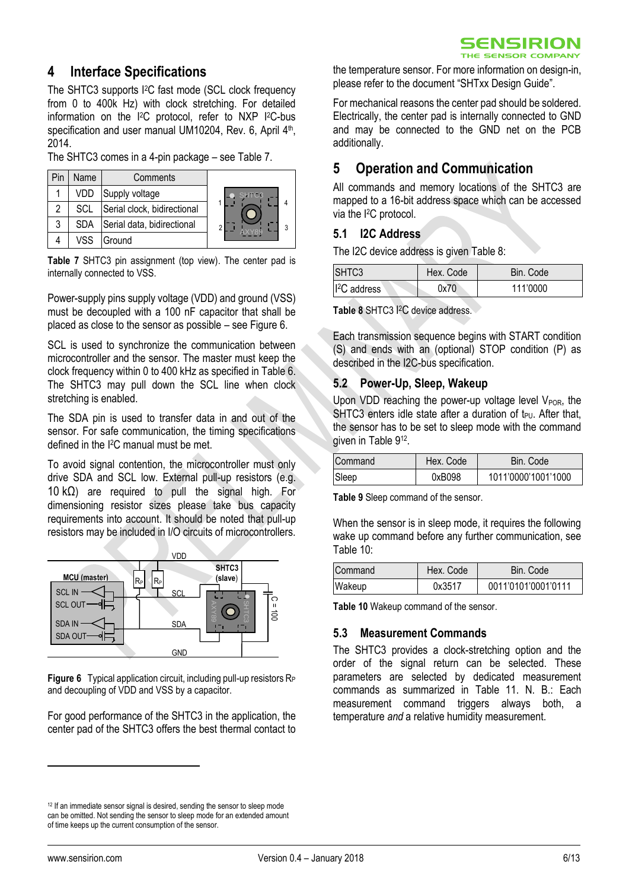## 4 Interface Specifications

The SHTC3 supports I²C fast mode (SCL clock frequency from 0 to 400k Hz) with clock stretching. For detailed information on the I²C protocol, refer to NXP I²C-bus specification and user manual UM10204, Rev. 6, April 4th, 2014.

The SHTC3 comes in a 4-pin package – see Table 7.

| Pin | Name | Comments |
|---|---|---|
| 1 | VDD | Supply voltage |
| 2 | SCL | Serial clock, bidirectional |
| 3 | SDA | Serial data, bidirectional |
| 4 | VSS | Ground |

**Table 7** SHTC3 pin assignment (top view). The center pad is internally connected to VSS.

Power-supply pins supply voltage (VDD) and ground (VSS) must be decoupled with a 100 nF capacitor that shall be placed as close to the sensor as possible – see Figure 6.

SCL is used to synchronize the communication between microcontroller and the sensor. The master must keep the clock frequency within 0 to 400 kHz as specified in Table 6. The SHTC3 may pull down the SCL line when clock stretching is enabled.

The SDA pin is used to transfer data in and out of the sensor. For safe communication, the timing specifications defined in the I²C manual must be met.

To avoid signal contention, the microcontroller must only drive SDA and SCL low. External pull-up resistors (e.g. 10 kΩ) are required to pull the signal high. For dimensioning resistor sizes please take bus capacity requirements into account. It should be noted that pull-up resistors may be included in I/O circuits of microcontrollers.

**Figure 6** Typical application circuit, including pull-up resistors $R_P$ and decoupling of VDD and VSS by a capacitor.

For good performance of the SHTC3 in the application, the center pad of the SHTC3 offers the best thermal contact to the temperature sensor. For more information on design-in, please refer to the document "SHTxx Design Guide".

For mechanical reasons the center pad should be soldered. Electrically, the center pad is internally connected to GND and may be connected to the GND net on the PCB additionally.

## 5 Operation and Communication

All commands and memory locations of the SHTC3 are mapped to a 16-bit address space which can be accessed via the I²C protocol.

### 5.1 I2C Address

The I2C device address is given Table 8:

| SHTC3 | Hex. Code | Bin. Code |
|---|---|---|
| I²C address | 0x70 | 111'0000 |

**Table 8** SHTC3 I²C device address.

Each transmission sequence begins with START condition (S) and ends with an (optional) STOP condition (P) as described in the I2C-bus specification.

### 5.2 Power-Up, Sleep, Wakeup

Upon VDD reaching the power-up voltage level $V_{POR}$, the SHTC3 enters idle state after a duration of $t_{PU}$. After that, the sensor has to be set to sleep mode with the command given in Table 9[12].

| Command | Hex. Code | Bin. Code |
|---|---|---|
| Sleep | 0xB098 | 1011'0000'1001'1000 |

**Table 9** Sleep command of the sensor.

When the sensor is in sleep mode, it requires the following wake up command before any further communication, see Table 10:

| Command | Hex. Code | Bin. Code |
|---|---|---|
| Wakeup | 0x3517 | 0011'0101'0001'0111 |

**Table 10** Wakeup command of the sensor.

### 5.3 Measurement Commands

The SHTC3 provides a clock-stretching option and the order of the signal return can be selected. These parameters are selected by dedicated measurement commands as summarized in Table 11. N. B.: Each measurement command triggers always both, a temperature *and* a relative humidity measurement.

[12] If an immediate sensor signal is desired, sending the sensor to sleep mode can be omitted. Not sending the sensor to sleep mode for an extended amount of time keeps up the current consumption of the sensor.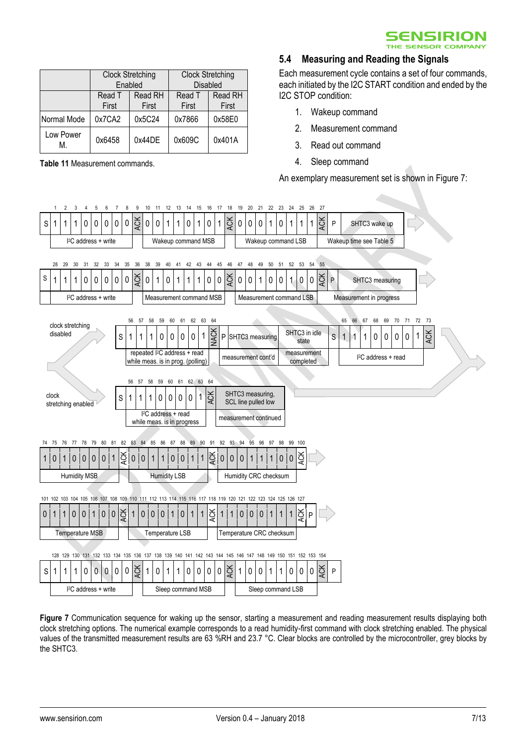| | Clock Stretching Enabled | | Clock Stretching Disabled | |
|---|---|---|---|---|
| | Read T First | Read RH First | Read T First | Read RH First |
| Normal Mode | 0x7CA2 | 0x5C24 | 0x7866 | 0x58E0 |
| Low Power M. | 0x6458 | 0x44DE | 0x609C | 0x401A |

**Table 11** Measurement commands.

## 5.4 Measuring and Reading the Signals

Each measurement cycle contains a set of four commands, each initiated by the I2C START condition and ended by the I2C STOP condition:

1. Wakeup command
2. Measurement command
3. Read out command
4. Sleep command

An exemplary measurement set is shown in Figure 7:

| Bits | | | | | | | | | | | | | | | | | | | | | | | | | | | | | |
|---|---|---|---|---|---|---|---|---|---|---|---|---|---|---|---|---|---|---|---|---|---|---|---|---|---|---|---|---|---|
| | 1 | 2 | 3 | 4 | 5 | 6 | 7 | 8 | 9 | 10 | 11 | 12 | 13 | 14 | 15 | 16 | 17 | 18 | 19 | 20 | 21 | 22 | 23 | 24 | 25 | 26 | 27 | | |
| S | 1 | 1 | 1 | 0 | 0 | 0 | 0 | 0 | ACK | 0 | 0 | 1 | 1 | 0 | 1 | 0 | 1 | ACK | 0 | 0 | 0 | 1 | 0 | 1 | 1 | 1 | ACK | P | SHTC3 wake up |
| | I²C address + write | | | | | | | | | Wakeup command MSB | | | | | | | | | Wakeup command LSB | | | | | | | | | Wakeup time see Table 5 | |

| Bits | | | | | | | | | | | | | | | | | | | | | | | | | | | | | |
|---|---|---|---|---|---|---|---|---|---|---|---|---|---|---|---|---|---|---|---|---|---|---|---|---|---|---|---|---|---|
| | 28 | 29 | 30 | 31 | 32 | 33 | 34 | 35 | 36 | 37 | 38 | 39 | 40 | 41 | 42 | 43 | 44 | 45 | 46 | 47 | 48 | 49 | 50 | 51 | 52 | 53 | 54 | 55 | |
| S | 1 | 1 | 1 | 0 | 0 | 0 | 0 | 0 | ACK | 0 | 1 | 0 | 1 | 1 | 1 | 0 | 0 | ACK | 0 | 0 | 1 | 0 | 0 | 1 | 0 | 0 | ACK | P | SHTC3 measuring |
| | I²C address + write | | | | | | | | | Measurement command MSB | | | | | | | | | Measurement command LSB | | | | | | | | | Measurement in progress | |

**Clock stretching disabled:**

| Bits | | | | | | | | | | | | | | | | | | | | | | | |
|---|---|---|---|---|---|---|---|---|---|---|---|---|---|---|---|---|---|---|---|---|---|---|---|
| | 56 | 57 | 58 | 59 | 60 | 61 | 62 | 63 | 64 | | | | | 65 | 66 | 67 | 68 | 69 | 70 | 71 | 72 | 73 | |
| S | 1 | 1 | 1 | 0 | 0 | 0 | 0 | 1 | NACK | P | SHTC3 measuring | SHTC3 in idle state | S | 1 | 1 | 1 | 0 | 0 | 0 | 0 | 1 | ACK | |
| | repeated I²C address + read while meas. is in prog. (polling) | | | | | | | | | | measurement cont'd | measurement completed | | I²C address + read | | | | | | | | | |

**Clock stretching enabled:**

| Bits | | | | | | | | | | |
|---|---|---|---|---|---|---|---|---|---|---|
| | 56 | 57 | 58 | 59 | 60 | 61 | 62 | 63 | 64 | |
| S | 1 | 1 | 1 | 0 | 0 | 0 | 0 | 1 | ACK | SHTC3 measuring, SCL line pulled low |
| | I²C address + read while meas. is in progress | | | | | | | | | measurement continued |

| Bits | | | | | | | | | | | | | | | | | | | | | | | | | | |
|---|---|---|---|---|---|---|---|---|---|---|---|---|---|---|---|---|---|---|---|---|---|---|---|---|---|---|
| 74 | 75 | 76 | 77 | 78 | 79 | 80 | 81 | 82 | 83 | 84 | 85 | 86 | 87 | 88 | 89 | 90 | 91 | 92 | 93 | 94 | 95 | 96 | 97 | 98 | 99 | 100 |
| 1 | 0 | 1 | 0 | 0 | 0 | 0 | 1 | ACK | 0 | 0 | 1 | 1 | 0 | 0 | 1 | 1 | ACK | 0 | 0 | 0 | 1 | 1 | 1 | 0 | 0 | ACK |
| Humidity MSB | | | | | | | | | Humidity LSB | | | | | | | | | Humidity CRC checksum | | | | | | | | |

| Bits | | | | | | | | | | | | | | | | | | | | | | | | | | | |
|---|---|---|---|---|---|---|---|---|---|---|---|---|---|---|---|---|---|---|---|---|---|---|---|---|---|---|---|
| 101 | 102 | 103 | 104 | 105 | 106 | 107 | 108 | 109 | 110 | 111 | 112 | 113 | 114 | 115 | 116 | 117 | 118 | 119 | 120 | 121 | 122 | 123 | 124 | 125 | 126 | 127 | |
| 0 | 1 | 1 | 0 | 0 | 1 | 0 | 0 | ACK | 1 | 0 | 0 | 0 | 1 | 0 | 1 | 1 | ACK | 1 | 1 | 0 | 0 | 0 | 1 | 1 | 1 | ACK | P |
| Temperature MSB | | | | | | | | | Temperature LSB | | | | | | | | | Temperature CRC checksum | | | | | | | | | |

| Bits | | | | | | | | | | | | | | | | | | | | | | | | | | | | |
|---|---|---|---|---|---|---|---|---|---|---|---|---|---|---|---|---|---|---|---|---|---|---|---|---|---|---|---|---|
| | 128 | 129 | 130 | 131 | 132 | 133 | 134 | 135 | 136 | 137 | 138 | 139 | 140 | 141 | 142 | 143 | 144 | 145 | 146 | 147 | 148 | 149 | 150 | 151 | 152 | 153 | 154 | |
| S | 1 | 1 | 1 | 0 | 0 | 0 | 0 | 0 | ACK | 1 | 0 | 1 | 1 | 0 | 0 | 0 | 0 | ACK | 1 | 0 | 0 | 1 | 1 | 0 | 0 | 0 | ACK | P |
| | I²C address + write | | | | | | | | | Sleep command MSB | | | | | | | | | Sleep command LSB | | | | | | | | | |

**Figure 7** Communication sequence for waking up the sensor, starting a measurement and reading measurement results displaying both clock stretching options. The numerical example corresponds to a read humidity-first command with clock stretching enabled. The physical values of the transmitted measurement results are 63 %RH and 23.7 °C. Clear blocks are controlled by the microcontroller, grey blocks by the SHTC3.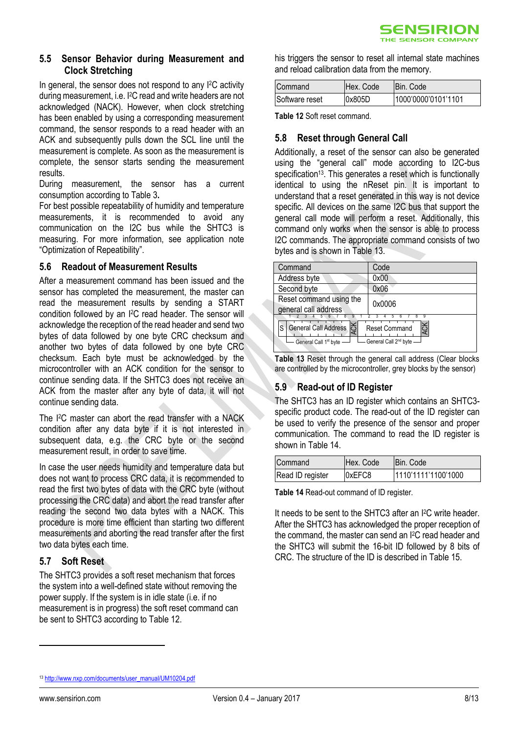## 5.5 Sensor Behavior during Measurement and Clock Stretching

In general, the sensor does not respond to any I²C activity during measurement, i.e. I²C read and write headers are not acknowledged (NACK). However, when clock stretching has been enabled by using a corresponding measurement command, the sensor responds to a read header with an ACK and subsequently pulls down the SCL line until the measurement is complete. As soon as the measurement is complete, the sensor starts sending the measurement results.

During measurement, the sensor has a current consumption according to Table 3**.**

For best possible repeatability of humidity and temperature measurements, it is recommended to avoid any communication on the I2C bus while the SHTC3 is measuring. For more information, see application note "Optimization of Repeatability".

## 5.6 Readout of Measurement Results

After a measurement command has been issued and the sensor has completed the measurement, the master can read the measurement results by sending a START condition followed by an I²C read header. The sensor will acknowledge the reception of the read header and send two bytes of data followed by one byte CRC checksum and another two bytes of data followed by one byte CRC checksum. Each byte must be acknowledged by the microcontroller with an ACK condition for the sensor to continue sending data. If the SHTC3 does not receive an ACK from the master after any byte of data, it will not continue sending data.

The I²C master can abort the read transfer with a NACK condition after any data byte if it is not interested in subsequent data, e.g. the CRC byte or the second measurement result, in order to save time.

In case the user needs humidity and temperature data but does not want to process CRC data, it is recommended to read the first two bytes of data with the CRC byte (without processing the CRC data) and abort the read transfer after reading the second two data bytes with a NACK. This procedure is more time efficient than starting two different measurements and aborting the read transfer after the first two data bytes each time.

## 5.7 Soft Reset

The SHTC3 provides a soft reset mechanism that forces the system into a well-defined state without removing the power supply. If the system is in idle state (i.e. if no measurement is in progress) the soft reset command can be sent to SHTC3 according to Table 12.

his triggers the sensor to reset all internal state machines and reload calibration data from the memory.

| Command | Hex. Code | Bin. Code |
|---|---|---|
| Software reset | 0x805D | 1000'0000'0101'1101 |

**Table 12** Soft reset command.

## 5.8 Reset through General Call

Additionally, a reset of the sensor can also be generated using the "general call" mode according to I2C-bus specification[13]. This generates a reset which is functionally identical to using the nReset pin. It is important to understand that a reset generated in this way is not device specific. All devices on the same I2C bus that support the general call mode will perform a reset. Additionally, this command only works when the sensor is able to process I2C commands. The appropriate command consists of two bytes and is shown in Table 13.

| Command | Code |
|---|---|
| Address byte | 0x00 |
| Second byte | 0x06 |
| Reset command using the general call address | 0x0006 |
| S \| General Call Address (bits 1–8) \| ACK (9) \| Reset Command (bits 1–8) \| ACK (9) | General Call 1st byte / General Call 2nd byte |

**Table 13** Reset through the general call address (Clear blocks are controlled by the microcontroller, grey blocks by the sensor)

## 5.9 Read-out of ID Register

The SHTC3 has an ID register which contains an SHTC3-specific product code. The read-out of the ID register can be used to verify the presence of the sensor and proper communication. The command to read the ID register is shown in Table 14.

| Command | Hex. Code | Bin. Code |
|---|---|---|
| Read ID register | 0xEFC8 | 1110'1111'1100'1000 |

**Table 14** Read-out command of ID register.

It needs to be sent to the SHTC3 after an I²C write header. After the SHTC3 has acknowledged the proper reception of the command, the master can send an I²C read header and the SHTC3 will submit the 16-bit ID followed by 8 bits of CRC. The structure of the ID is described in Table 15.

[13] http://www.nxp.com/documents/user_manual/UM10204.pdf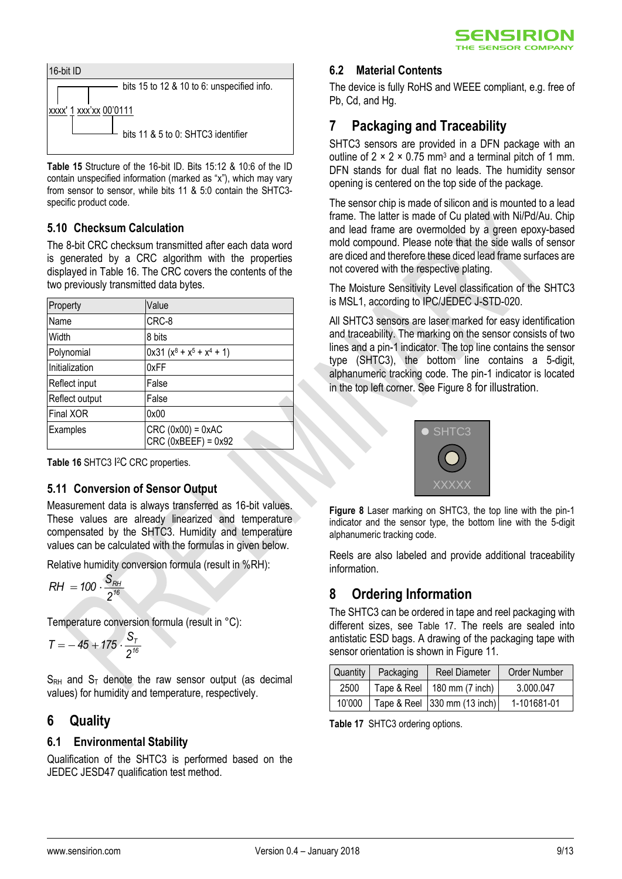| 16-bit ID |
| --- |
| xxxx' 1 xxx'xx 00'0111 |
| bits 15 to 12 & 10 to 6: unspecified info. |
| bits 11 & 5 to 0: SHTC3 identifier |

**Table 15** Structure of the 16-bit ID. Bits 15:12 & 10:6 of the ID contain unspecified information (marked as "x"), which may vary from sensor to sensor, while bits 11 & 5:0 contain the SHTC3-specific product code.

### 5.10 Checksum Calculation

The 8-bit CRC checksum transmitted after each data word is generated by a CRC algorithm with the properties displayed in Table 16. The CRC covers the contents of the two previously transmitted data bytes.

| Property | Value |
| --- | --- |
| Name | CRC-8 |
| Width | 8 bits |
| Polynomial | 0x31 ($x^8 + x^5 + x^4 + 1$) |
| Initialization | 0xFF |
| Reflect input | False |
| Reflect output | False |
| Final XOR | 0x00 |
| Examples | CRC (0x00) = 0xAC<br>CRC (0xBEEF) = 0x92 |

**Table 16** SHTC3 I²C CRC properties.

### 5.11 Conversion of Sensor Output

Measurement data is always transferred as 16-bit values. These values are already linearized and temperature compensated by the SHTC3. Humidity and temperature values can be calculated with the formulas in given below.

Relative humidity conversion formula (result in %RH):

$$RH = 100 \cdot \frac{S_{RH}}{2^{16}}$$

Temperature conversion formula (result in °C):

$$T = -45 + 175 \cdot \frac{S_T}{2^{16}}$$

$S_{RH}$ and $S_T$ denote the raw sensor output (as decimal values) for humidity and temperature, respectively.

## 6 Quality

### 6.1 Environmental Stability

Qualification of the SHTC3 is performed based on the JEDEC JESD47 qualification test method.

### 6.2 Material Contents

The device is fully RoHS and WEEE compliant, e.g. free of Pb, Cd, and Hg.

## 7 Packaging and Traceability

SHTC3 sensors are provided in a DFN package with an outline of 2 × 2 × 0.75 mm³ and a terminal pitch of 1 mm. DFN stands for dual flat no leads. The humidity sensor opening is centered on the top side of the package.

The sensor chip is made of silicon and is mounted to a lead frame. The latter is made of Cu plated with Ni/Pd/Au. Chip and lead frame are overmolded by a green epoxy-based mold compound. Please note that the side walls of sensor are diced and therefore these diced lead frame surfaces are not covered with the respective plating.

The Moisture Sensitivity Level classification of the SHTC3 is MSL1, according to IPC/JEDEC J-STD-020.

All SHTC3 sensors are laser marked for easy identification and traceability. The marking on the sensor consists of two lines and a pin-1 indicator. The top line contains the sensor type (SHTC3), the bottom line contains a 5-digit, alphanumeric tracking code. The pin-1 indicator is located in the top left corner. See Figure 8 for illustration.

**Figure 8** Laser marking on SHTC3, the top line with the pin-1 indicator and the sensor type, the bottom line with the 5-digit alphanumeric tracking code.

Reels are also labeled and provide additional traceability information.

## 8 Ordering Information

The SHTC3 can be ordered in tape and reel packaging with different sizes, see Table 17. The reels are sealed into antistatic ESD bags. A drawing of the packaging tape with sensor orientation is shown in Figure 11.

| Quantity | Packaging | Reel Diameter | Order Number |
| --- | --- | --- | --- |
| 2500 | Tape & Reel | 180 mm (7 inch) | 3.000.047 |
| 10'000 | Tape & Reel | 330 mm (13 inch) | 1-101681-01 |

**Table 17** SHTC3 ordering options.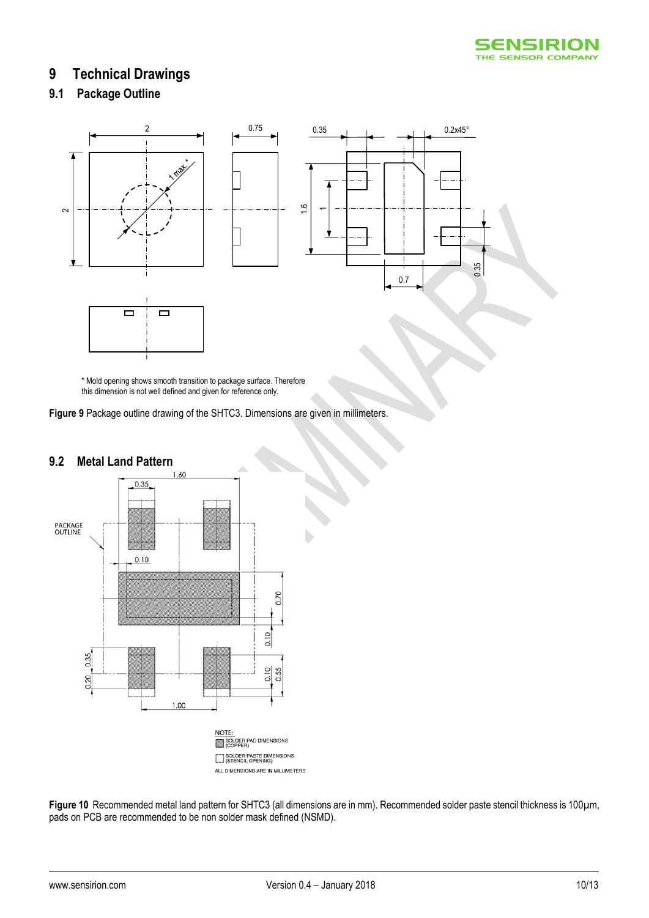# 9 Technical Drawings

## 9.1 Package Outline

\* Mold opening shows smooth transition to package surface. Therefore this dimension is not well defined and given for reference only.

**Figure 9** Package outline drawing of the SHTC3. Dimensions are given in millimeters.

## 9.2 Metal Land Pattern

NOTE:
SOLDER PAD DIMENSIONS (COPPER)
SOLDER PASTE DIMENSIONS (STENCIL OPENING)
ALL DIMENSIONS ARE IN MILLIMETERS

**Figure 10** Recommended metal land pattern for SHTC3 (all dimensions are in mm). Recommended solder paste stencil thickness is 100µm, pads on PCB are recommended to be non solder mask defined (NSMD).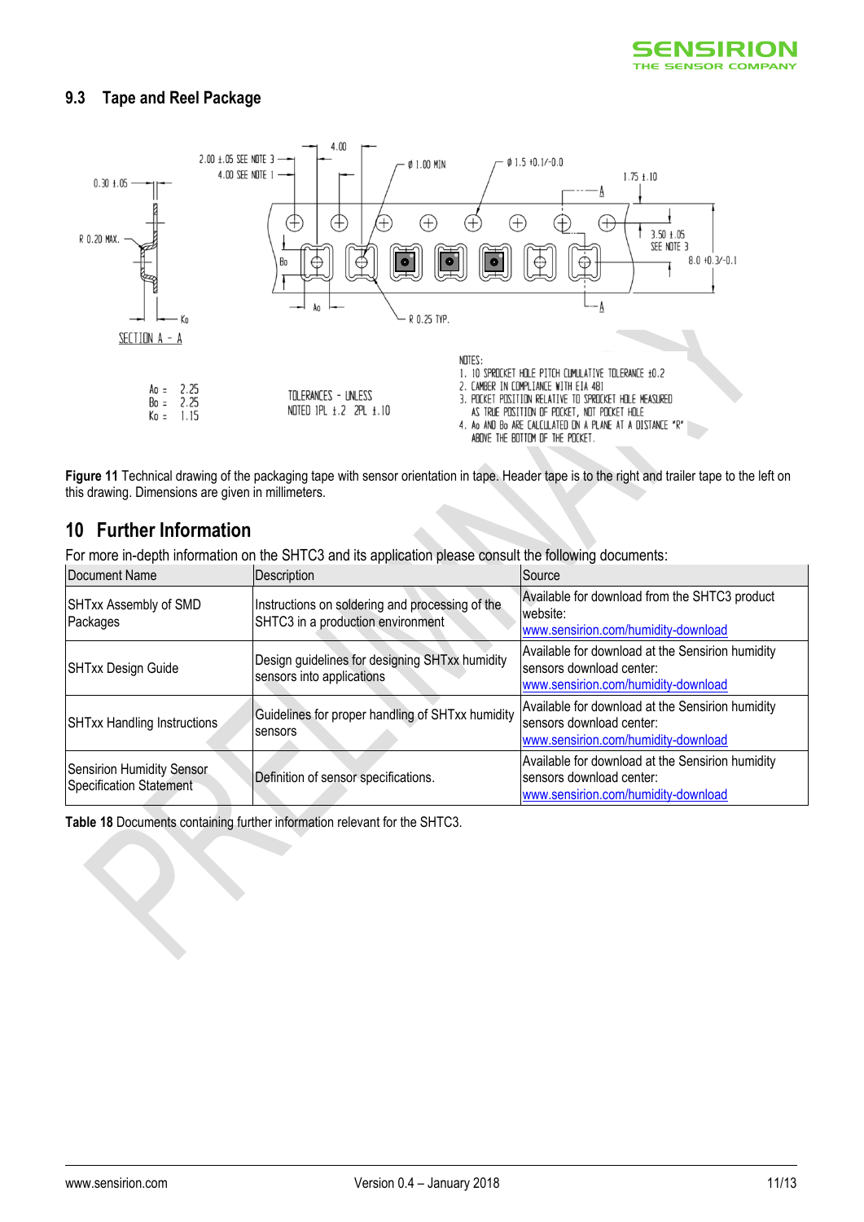### 9.3 Tape and Reel Package

Figure 11 Technical drawing of the packaging tape with sensor orientation in tape. Header tape is to the right and trailer tape to the left on this drawing. Dimensions are given in millimeters.

## 10 Further Information

For more in-depth information on the SHTC3 and its application please consult the following documents:

| Document Name | Description | Source |
|---|---|---|
| SHTxx Assembly of SMD Packages | Instructions on soldering and processing of the SHTC3 in a production environment | Available for download from the SHTC3 product website: www.sensirion.com/humidity-download |
| SHTxx Design Guide | Design guidelines for designing SHTxx humidity sensors into applications | Available for download at the Sensirion humidity sensors download center: www.sensirion.com/humidity-download |
| SHTxx Handling Instructions | Guidelines for proper handling of SHTxx humidity sensors | Available for download at the Sensirion humidity sensors download center: www.sensirion.com/humidity-download |
| Sensirion Humidity Sensor Specification Statement | Definition of sensor specifications. | Available for download at the Sensirion humidity sensors download center: www.sensirion.com/humidity-download |

**Table 18** Documents containing further information relevant for the SHTC3.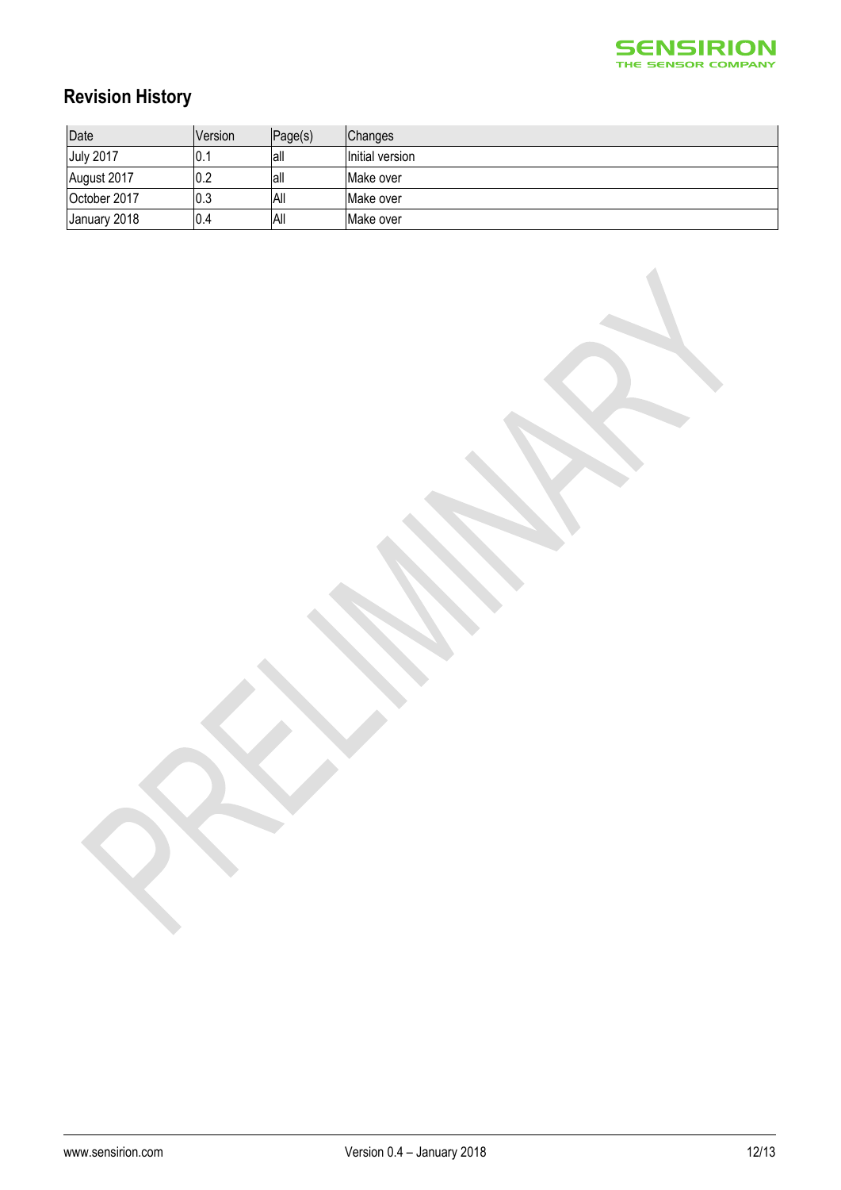## Revision History

| Date | Version | Page(s) | Changes |
|---|---|---|---|
| July 2017 | 0.1 | all | Initial version |
| August 2017 | 0.2 | all | Make over |
| October 2017 | 0.3 | All | Make over |
| January 2018 | 0.4 | All | Make over |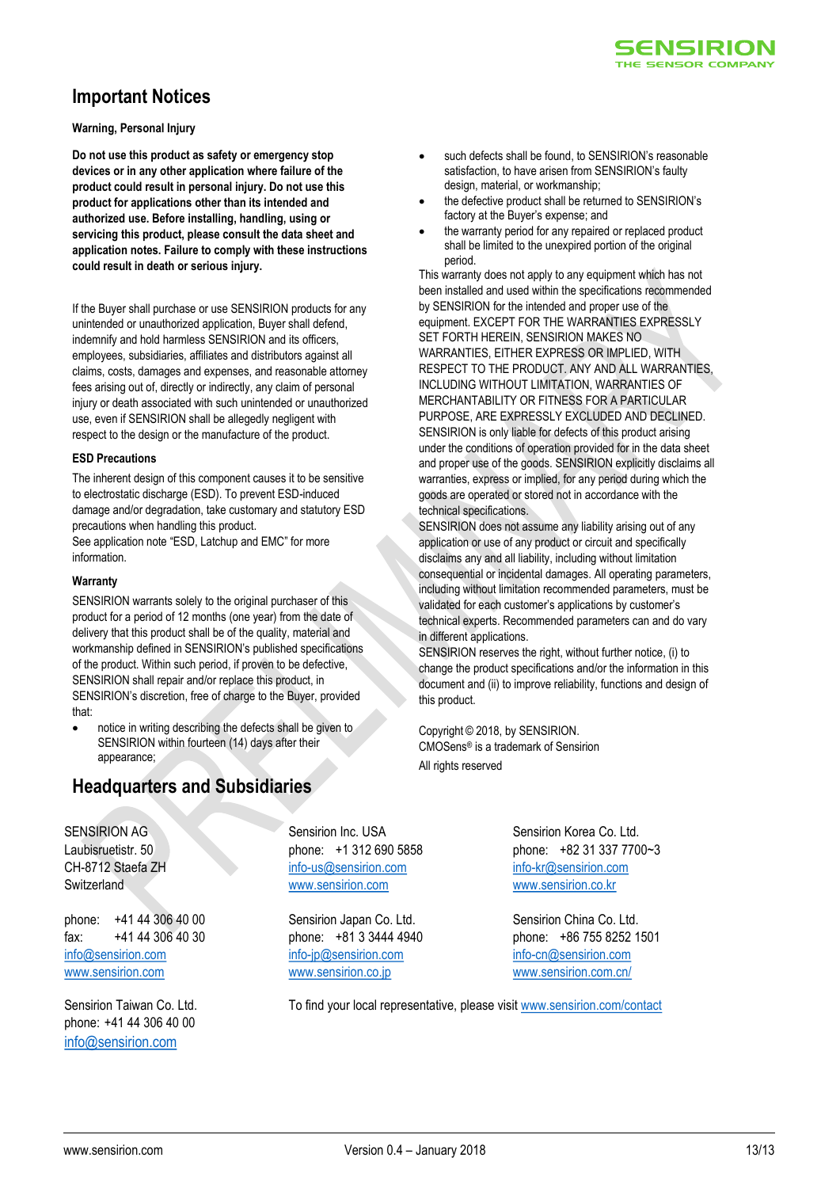## Important Notices

**Warning, Personal Injury**

**Do not use this product as safety or emergency stop devices or in any other application where failure of the product could result in personal injury. Do not use this product for applications other than its intended and authorized use. Before installing, handling, using or servicing this product, please consult the data sheet and application notes. Failure to comply with these instructions could result in death or serious injury.**

If the Buyer shall purchase or use SENSIRION products for any unintended or unauthorized application, Buyer shall defend, indemnify and hold harmless SENSIRION and its officers, employees, subsidiaries, affiliates and distributors against all claims, costs, damages and expenses, and reasonable attorney fees arising out of, directly or indirectly, any claim of personal injury or death associated with such unintended or unauthorized use, even if SENSIRION shall be allegedly negligent with respect to the design or the manufacture of the product.

**ESD Precautions**

The inherent design of this component causes it to be sensitive to electrostatic discharge (ESD). To prevent ESD-induced damage and/or degradation, take customary and statutory ESD precautions when handling this product.
See application note "ESD, Latchup and EMC" for more information.

**Warranty**

SENSIRION warrants solely to the original purchaser of this product for a period of 12 months (one year) from the date of delivery that this product shall be of the quality, material and workmanship defined in SENSIRION's published specifications of the product. Within such period, if proven to be defective, SENSIRION shall repair and/or replace this product, in SENSIRION's discretion, free of charge to the Buyer, provided that:

- notice in writing describing the defects shall be given to SENSIRION within fourteen (14) days after their appearance;
- such defects shall be found, to SENSIRION's reasonable satisfaction, to have arisen from SENSIRION's faulty design, material, or workmanship;
- the defective product shall be returned to SENSIRION's factory at the Buyer's expense; and
- the warranty period for any repaired or replaced product shall be limited to the unexpired portion of the original period.

This warranty does not apply to any equipment which has not been installed and used within the specifications recommended by SENSIRION for the intended and proper use of the equipment. EXCEPT FOR THE WARRANTIES EXPRESSLY SET FORTH HEREIN, SENSIRION MAKES NO WARRANTIES, EITHER EXPRESS OR IMPLIED, WITH RESPECT TO THE PRODUCT. ANY AND ALL WARRANTIES, INCLUDING WITHOUT LIMITATION, WARRANTIES OF MERCHANTABILITY OR FITNESS FOR A PARTICULAR PURPOSE, ARE EXPRESSLY EXCLUDED AND DECLINED.
SENSIRION is only liable for defects of this product arising under the conditions of operation provided for in the data sheet and proper use of the goods. SENSIRION explicitly disclaims all warranties, express or implied, for any period during which the goods are operated or stored not in accordance with the technical specifications.
SENSIRION does not assume any liability arising out of any application or use of any product or circuit and specifically disclaims any and all liability, including without limitation consequential or incidental damages. All operating parameters, including without limitation recommended parameters, must be validated for each customer's applications by customer's technical experts. Recommended parameters can and do vary in different applications.
SENSIRION reserves the right, without further notice, (i) to change the product specifications and/or the information in this document and (ii) to improve reliability, functions and design of this product.

Copyright © 2018, by SENSIRION.
CMOSens® is a trademark of Sensirion
All rights reserved

## Headquarters and Subsidiaries

SENSIRION AG
Laubisruetistr. 50
CH-8712 Staefa ZH
Switzerland

phone: +41 44 306 40 00
fax: +41 44 306 40 30
info@sensirion.com
www.sensirion.com

Sensirion Taiwan Co. Ltd.
phone: +41 44 306 40 00
info@sensirion.com

Sensirion Inc. USA
phone: +1 312 690 5858
info-us@sensirion.com
www.sensirion.com

Sensirion Japan Co. Ltd.
phone: +81 3 3444 4940
info-jp@sensirion.com
www.sensirion.co.jp

Sensirion Korea Co. Ltd.
phone: +82 31 337 7700~3
info-kr@sensirion.com
www.sensirion.co.kr

Sensirion China Co. Ltd.
phone: +86 755 8252 1501
info-cn@sensirion.com
www.sensirion.com.cn/

To find your local representative, please visit www.sensirion.com/contact